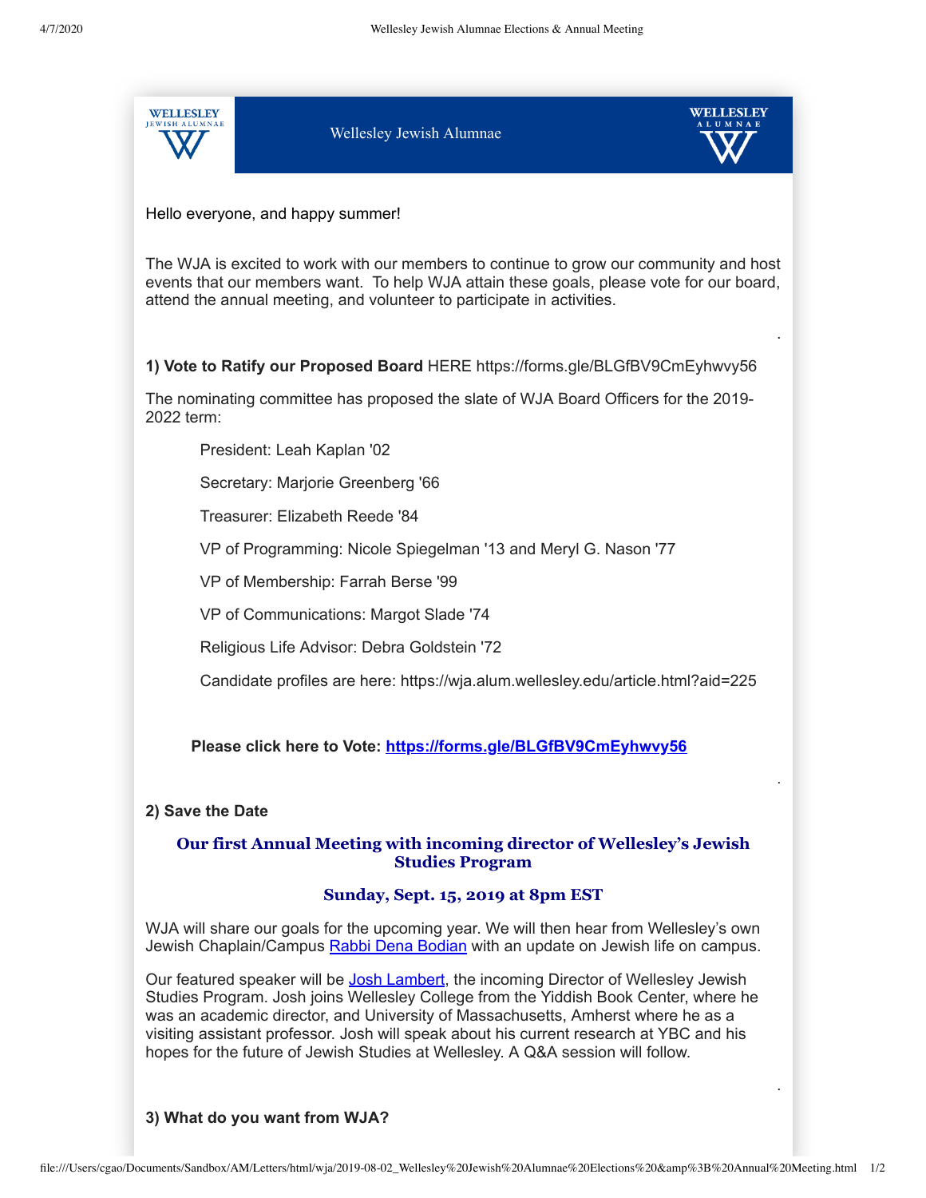Wellesley Jewish Alumnae

Hello everyone, and happy summer!

The WJA is excited to work with our members to continue to grow our community and host events that our members want. To help WJA attain these goals, please vote for our board, attend the annual meeting, and volunteer to participate in activities.

**1) Vote to Ratify our Proposed Board** HERE https://forms.gle/BLGfBV9CmEyhwvy56

The nominating committee has proposed the slate of WJA Board Officers for the 2019-2022 term:

President: Leah Kaplan '02

Secretary: Marjorie Greenberg '66

Treasurer: Elizabeth Reede '84

VP of Programming: Nicole Spiegelman '13 and Meryl G. Nason '77

VP of Membership: Farrah Berse '99

VP of Communications: Margot Slade '74

Religious Life Advisor: Debra Goldstein '72

Candidate profiles are here: https://wja.alum.wellesley.edu/article.html?aid=225

**Please click here to Vote: https://forms.gle/BLGfBV9CmEyhwvy56**

**2) Save the Date**

### Our first Annual Meeting with incoming director of Wellesley's Jewish Studies Program

### Sunday, Sept. 15, 2019 at 8pm EST

WJA will share our goals for the upcoming year. We will then hear from Wellesley's own Jewish Chaplain/Campus Rabbi Dena Bodian with an update on Jewish life on campus.

Our featured speaker will be Josh Lambert, the incoming Director of Wellesley Jewish Studies Program. Josh joins Wellesley College from the Yiddish Book Center, where he was an academic director, and University of Massachusetts, Amherst where he as a visiting assistant professor. Josh will speak about his current research at YBC and his hopes for the future of Jewish Studies at Wellesley. A Q&A session will follow.

**3) What do you want from WJA?**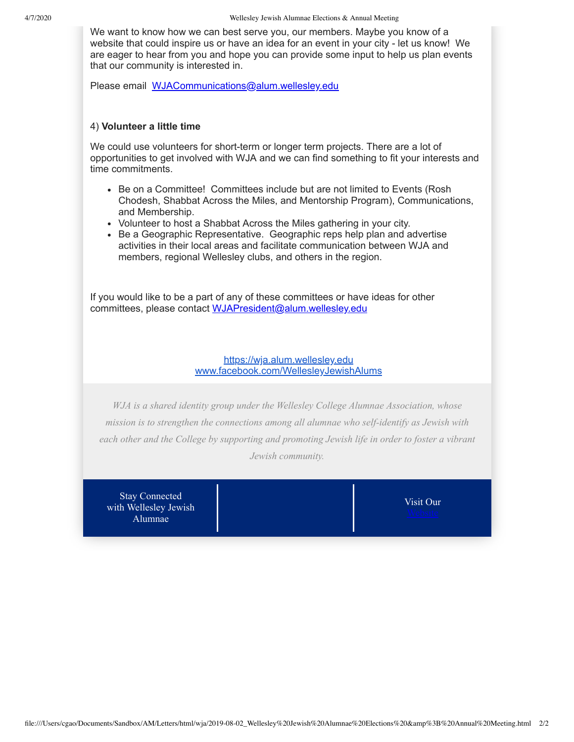We want to know how we can best serve you, our members. Maybe you know of a website that could inspire us or have an idea for an event in your city - let us know! We are eager to hear from you and hope you can provide some input to help us plan events that our community is interested in.

Please email WJACommunications@alum.wellesley.edu

4) **Volunteer a little time**

We could use volunteers for short-term or longer term projects. There are a lot of opportunities to get involved with WJA and we can find something to fit your interests and time commitments.

- Be on a Committee! Committees include but are not limited to Events (Rosh Chodesh, Shabbat Across the Miles, and Mentorship Program), Communications, and Membership.
- Volunteer to host a Shabbat Across the Miles gathering in your city.
- Be a Geographic Representative. Geographic reps help plan and advertise activities in their local areas and facilitate communication between WJA and members, regional Wellesley clubs, and others in the region.

If you would like to be a part of any of these committees or have ideas for other committees, please contact WJAPresident@alum.wellesley.edu

https://wja.alum.wellesley.edu
www.facebook.com/WellesleyJewishAlums

*WJA is a shared identity group under the Wellesley College Alumnae Association, whose mission is to strengthen the connections among all alumnae who self-identify as Jewish with each other and the College by supporting and promoting Jewish life in order to foster a vibrant Jewish community.*

Stay Connected with Wellesley Jewish Alumnae

Visit Our Website